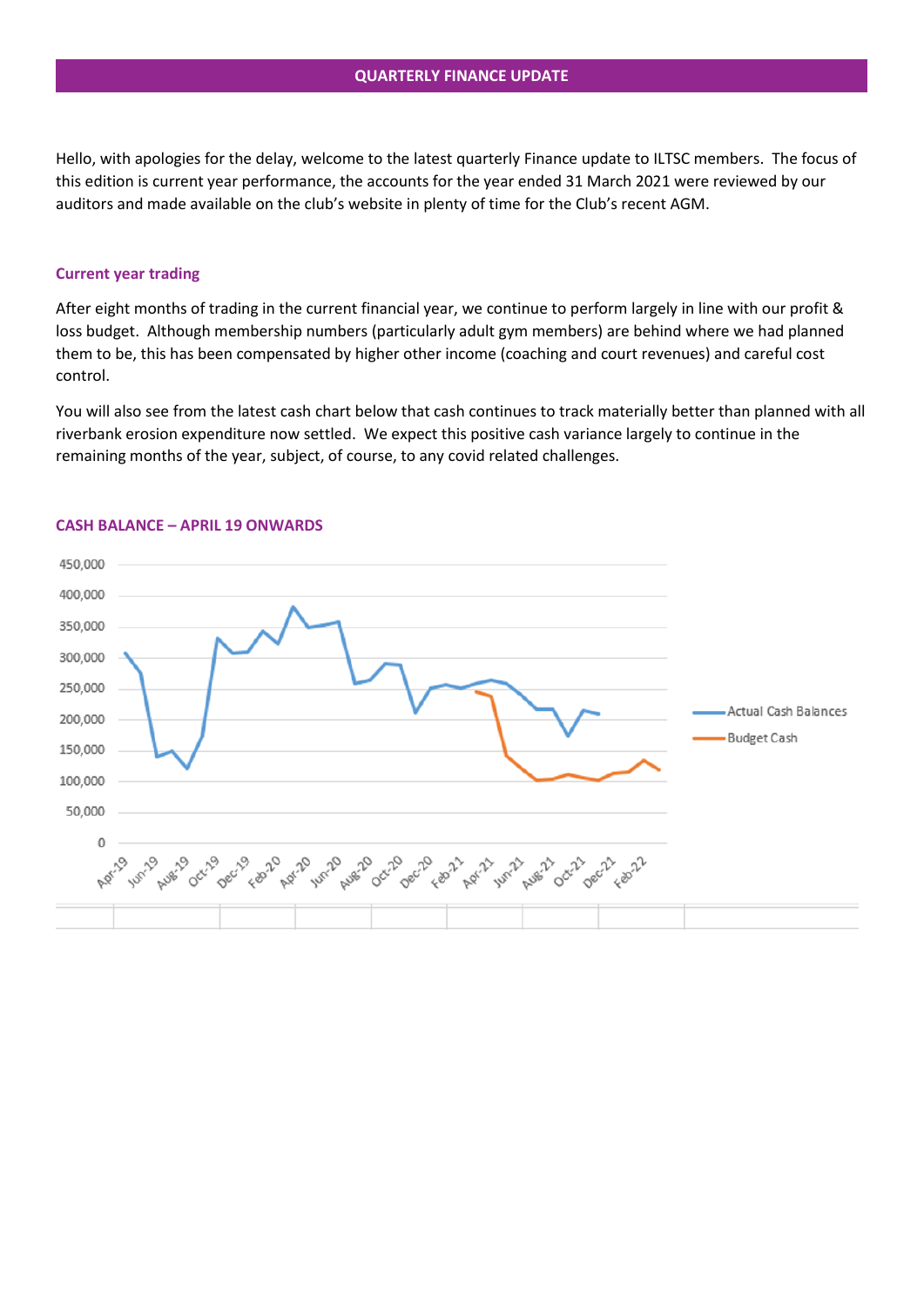## QUARTERLY FINANCE UPDATE

Hello, with apologies for the delay, welcome to the latest quarterly Finance update to ILTSC members. The focus of this edition is current year performance, the accounts for the year ended 31 March 2021 were reviewed by our auditors and made available on the club's website in plenty of time for the Club's recent AGM.

### Current year trading

After eight months of trading in the current financial year, we continue to perform largely in line with our profit & loss budget. Although membership numbers (particularly adult gym members) are behind where we had planned them to be, this has been compensated by higher other income (coaching and court revenues) and careful cost control.

You will also see from the latest cash chart below that cash continues to track materially better than planned with all riverbank erosion expenditure now settled. We expect this positive cash variance largely to continue in the remaining months of the year, subject, of course, to any covid related challenges.

### CASH BALANCE – APRIL 19 ONWARDS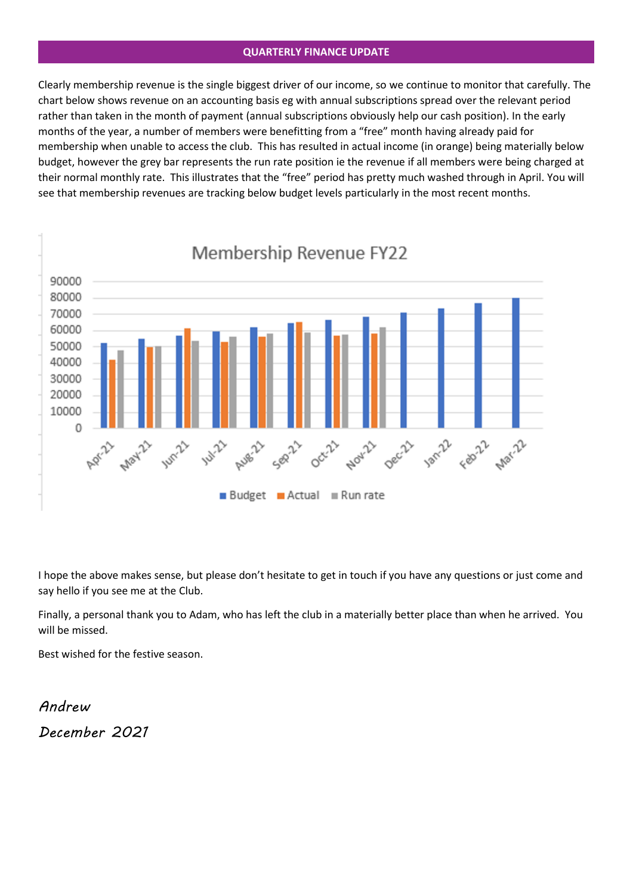## QUARTERLY FINANCE UPDATE

Clearly membership revenue is the single biggest driver of our income, so we continue to monitor that carefully. The chart below shows revenue on an accounting basis eg with annual subscriptions spread over the relevant period rather than taken in the month of payment (annual subscriptions obviously help our cash position). In the early months of the year, a number of members were benefitting from a "free" month having already paid for membership when unable to access the club. This has resulted in actual income (in orange) being materially below budget, however the grey bar represents the run rate position ie the revenue if all members were being charged at their normal monthly rate. This illustrates that the "free" period has pretty much washed through in April. You will see that membership revenues are tracking below budget levels particularly in the most recent months.

Membership Revenue FY22

90000
80000
70000
60000
50000
40000
30000
20000
10000
0

Apr-21 May-21 Jun-21 Jul-21 Aug-21 Sep-21 Oct-21 Nov-21 Dec-21 Jan-22 Feb-22 Mar-22

Budget Actual Run rate

I hope the above makes sense, but please don't hesitate to get in touch if you have any questions or just come and say hello if you see me at the Club.

Finally, a personal thank you to Adam, who has left the club in a materially better place than when he arrived. You will be missed.

Best wished for the festive season.

*Andrew*

*December 2021*